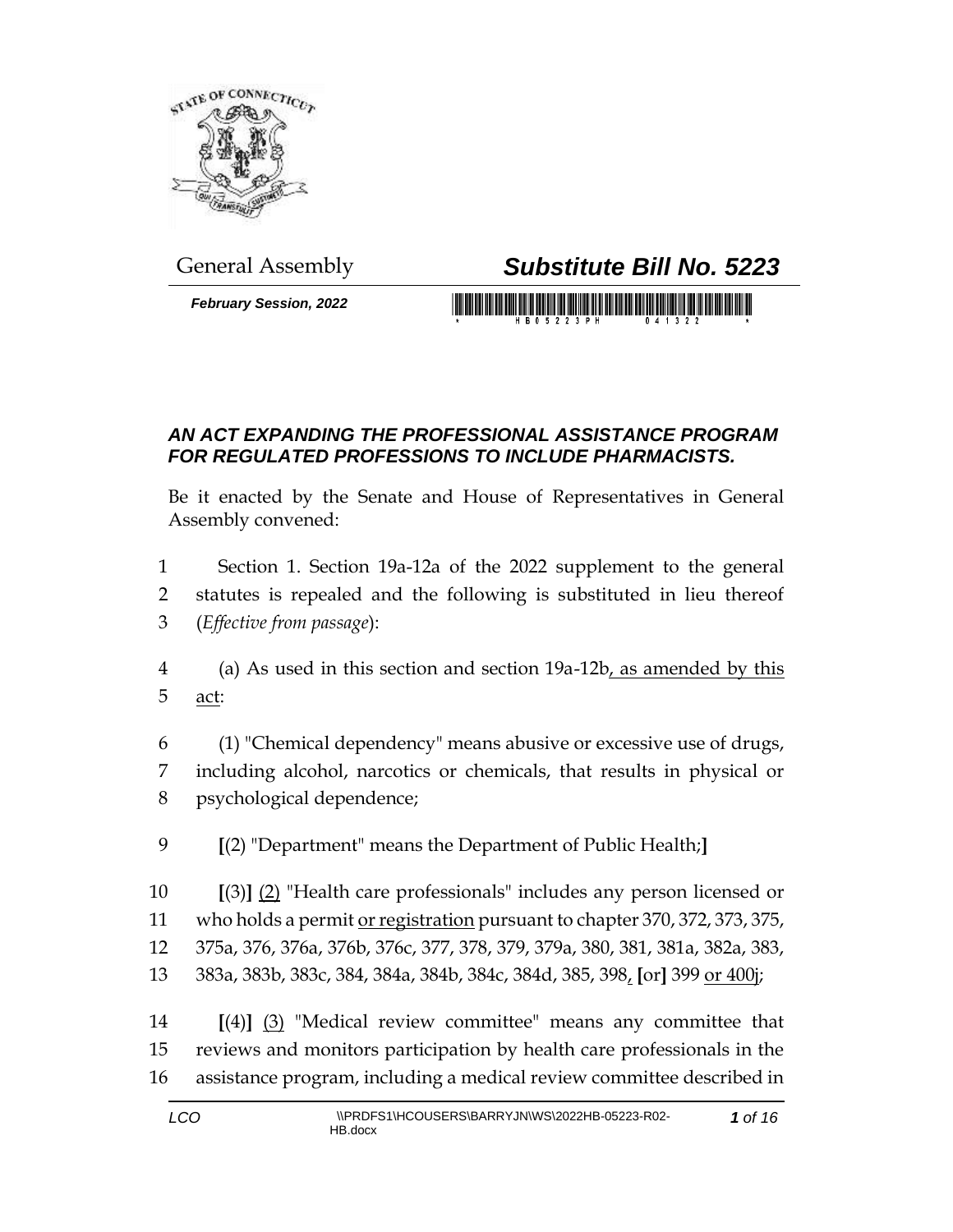General Assembly

# *Substitute Bill No. 5223*

***February Session, 2022***

## *AN ACT EXPANDING THE PROFESSIONAL ASSISTANCE PROGRAM FOR REGULATED PROFESSIONS TO INCLUDE PHARMACISTS.*

Be it enacted by the Senate and House of Representatives in General Assembly convened:

1 Section 1. Section 19a-12a of the 2022 supplement to the general
2 statutes is repealed and the following is substituted in lieu thereof
3 (*Effective from passage*):

4 (a) As used in this section and section 19a-12b, as amended by this
5 act:

6 (1) "Chemical dependency" means abusive or excessive use of drugs,
7 including alcohol, narcotics or chemicals, that results in physical or
8 psychological dependence;

9 **[**(2) "Department" means the Department of Public Health;**]**

10 **[**(3)**]** (2) "Health care professionals" includes any person licensed or
11 who holds a permit or registration pursuant to chapter 370, 372, 373, 375,
12 375a, 376, 376a, 376b, 376c, 377, 378, 379, 379a, 380, 381, 381a, 382a, 383,
13 383a, 383b, 383c, 384, 384a, 384b, 384c, 384d, 385, 398, **[**or**]** 399 or 400j;

14 **[**(4)**]** (3) "Medical review committee" means any committee that
15 reviews and monitors participation by health care professionals in the
16 assistance program, including a medical review committee described in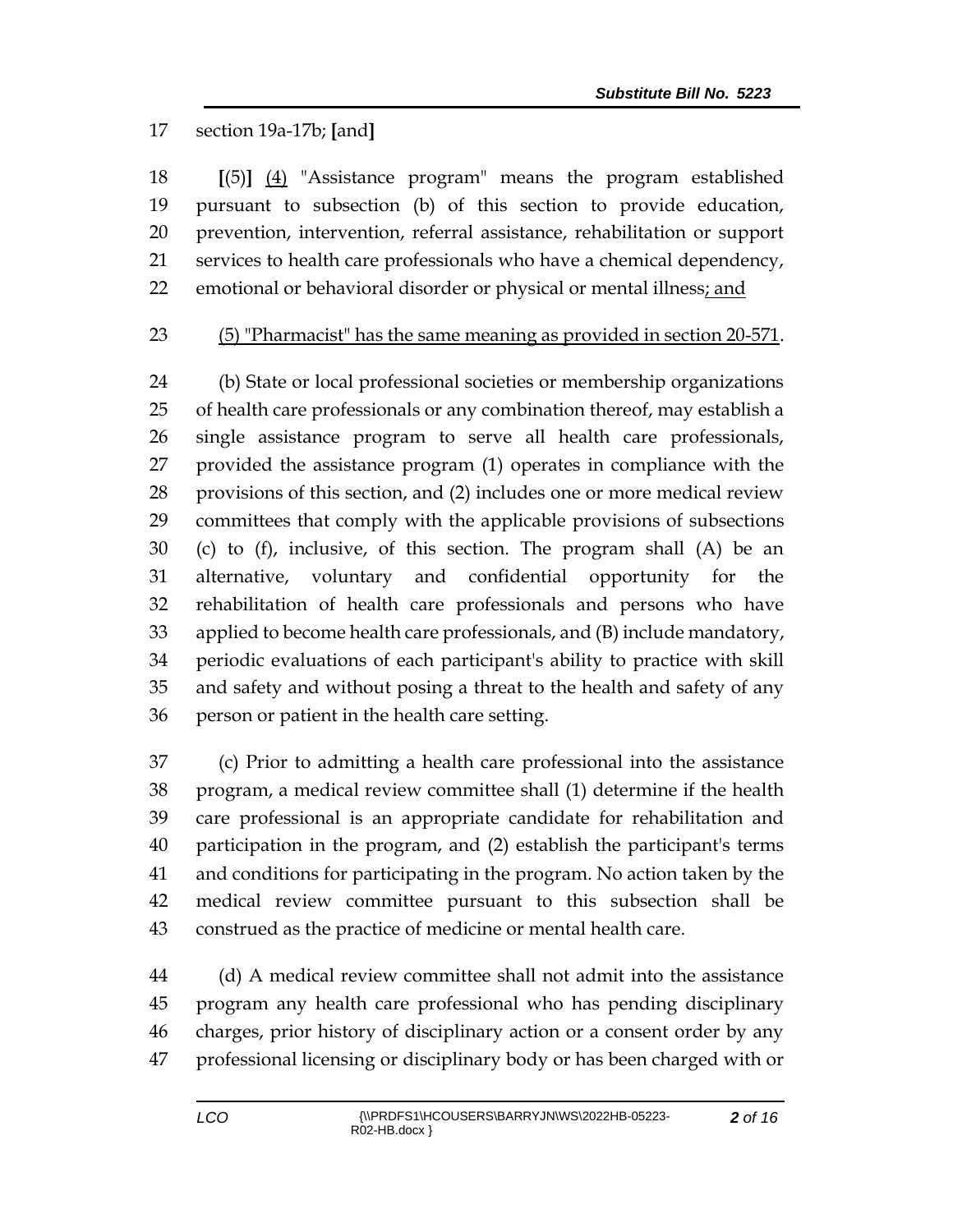17 section 19a-17b; **[**and**]**

18 **[**(5)**]** <u>(4)</u> "Assistance program" means the program established
19 pursuant to subsection (b) of this section to provide education,
20 prevention, intervention, referral assistance, rehabilitation or support
21 services to health care professionals who have a chemical dependency,
22 emotional or behavioral disorder or physical or mental illness<u>; and</u>

23 <u>(5) "Pharmacist" has the same meaning as provided in section 20-571</u>.

24 (b) State or local professional societies or membership organizations
25 of health care professionals or any combination thereof, may establish a
26 single assistance program to serve all health care professionals,
27 provided the assistance program (1) operates in compliance with the
28 provisions of this section, and (2) includes one or more medical review
29 committees that comply with the applicable provisions of subsections
30 (c) to (f), inclusive, of this section. The program shall (A) be an
31 alternative, voluntary and confidential opportunity for the
32 rehabilitation of health care professionals and persons who have
33 applied to become health care professionals, and (B) include mandatory,
34 periodic evaluations of each participant's ability to practice with skill
35 and safety and without posing a threat to the health and safety of any
36 person or patient in the health care setting.

37 (c) Prior to admitting a health care professional into the assistance
38 program, a medical review committee shall (1) determine if the health
39 care professional is an appropriate candidate for rehabilitation and
40 participation in the program, and (2) establish the participant's terms
41 and conditions for participating in the program. No action taken by the
42 medical review committee pursuant to this subsection shall be
43 construed as the practice of medicine or mental health care.

44 (d) A medical review committee shall not admit into the assistance
45 program any health care professional who has pending disciplinary
46 charges, prior history of disciplinary action or a consent order by any
47 professional licensing or disciplinary body or has been charged with or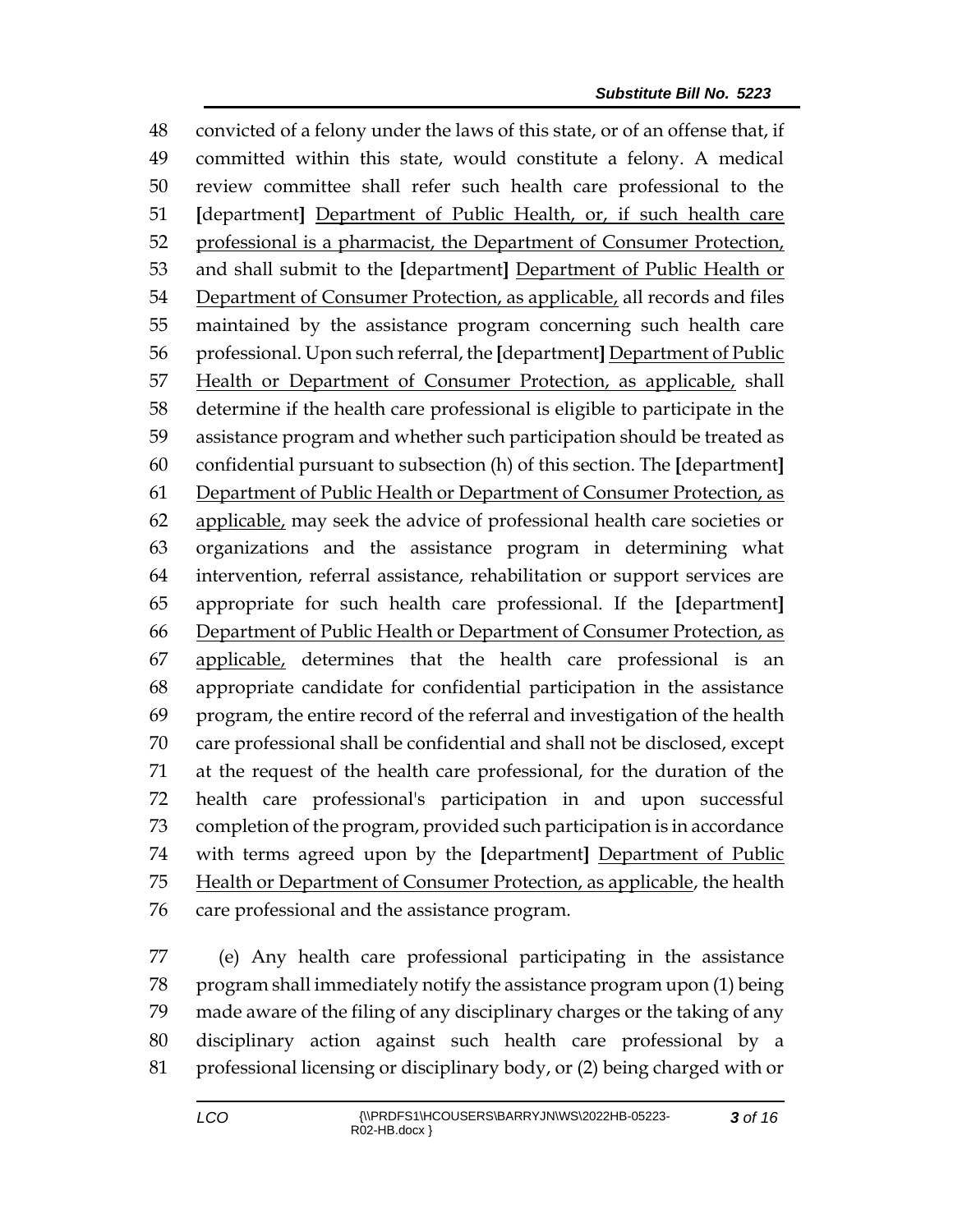convicted of a felony under the laws of this state, or of an offense that, if committed within this state, would constitute a felony. A medical review committee shall refer such health care professional to the **[**department**]** Department of Public Health, or, if such health care professional is a pharmacist, the Department of Consumer Protection, and shall submit to the **[**department**]** Department of Public Health or Department of Consumer Protection, as applicable, all records and files maintained by the assistance program concerning such health care professional. Upon such referral, the **[**department**]** Department of Public Health or Department of Consumer Protection, as applicable, shall determine if the health care professional is eligible to participate in the assistance program and whether such participation should be treated as confidential pursuant to subsection (h) of this section. The **[**department**]** Department of Public Health or Department of Consumer Protection, as applicable, may seek the advice of professional health care societies or organizations and the assistance program in determining what intervention, referral assistance, rehabilitation or support services are appropriate for such health care professional. If the **[**department**]** Department of Public Health or Department of Consumer Protection, as applicable, determines that the health care professional is an appropriate candidate for confidential participation in the assistance program, the entire record of the referral and investigation of the health care professional shall be confidential and shall not be disclosed, except at the request of the health care professional, for the duration of the health care professional's participation in and upon successful completion of the program, provided such participation is in accordance with terms agreed upon by the **[**department**]** Department of Public Health or Department of Consumer Protection, as applicable, the health care professional and the assistance program.

(e) Any health care professional participating in the assistance program shall immediately notify the assistance program upon (1) being made aware of the filing of any disciplinary charges or the taking of any disciplinary action against such health care professional by a professional licensing or disciplinary body, or (2) being charged with or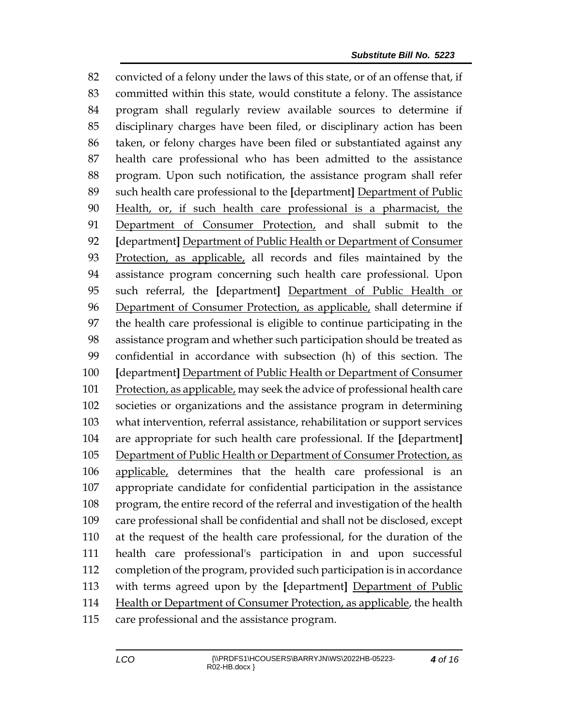convicted of a felony under the laws of this state, or of an offense that, if committed within this state, would constitute a felony. The assistance program shall regularly review available sources to determine if disciplinary charges have been filed, or disciplinary action has been taken, or felony charges have been filed or substantiated against any health care professional who has been admitted to the assistance program. Upon such notification, the assistance program shall refer such health care professional to the **[**department**]** <u>Department of Public Health, or, if such health care professional is a pharmacist, the Department of Consumer Protection,</u> and shall submit to the **[**department**]** <u>Department of Public Health or Department of Consumer Protection, as applicable,</u> all records and files maintained by the assistance program concerning such health care professional. Upon such referral, the **[**department**]** <u>Department of Public Health or Department of Consumer Protection, as applicable,</u> shall determine if the health care professional is eligible to continue participating in the assistance program and whether such participation should be treated as confidential in accordance with subsection (h) of this section. The **[**department**]** <u>Department of Public Health or Department of Consumer Protection, as applicable,</u> may seek the advice of professional health care societies or organizations and the assistance program in determining what intervention, referral assistance, rehabilitation or support services are appropriate for such health care professional. If the **[**department**]** <u>Department of Public Health or Department of Consumer Protection, as applicable,</u> determines that the health care professional is an appropriate candidate for confidential participation in the assistance program, the entire record of the referral and investigation of the health care professional shall be confidential and shall not be disclosed, except at the request of the health care professional, for the duration of the health care professional's participation in and upon successful completion of the program, provided such participation is in accordance with terms agreed upon by the **[**department**]** <u>Department of Public Health or Department of Consumer Protection, as applicable</u>, the health care professional and the assistance program.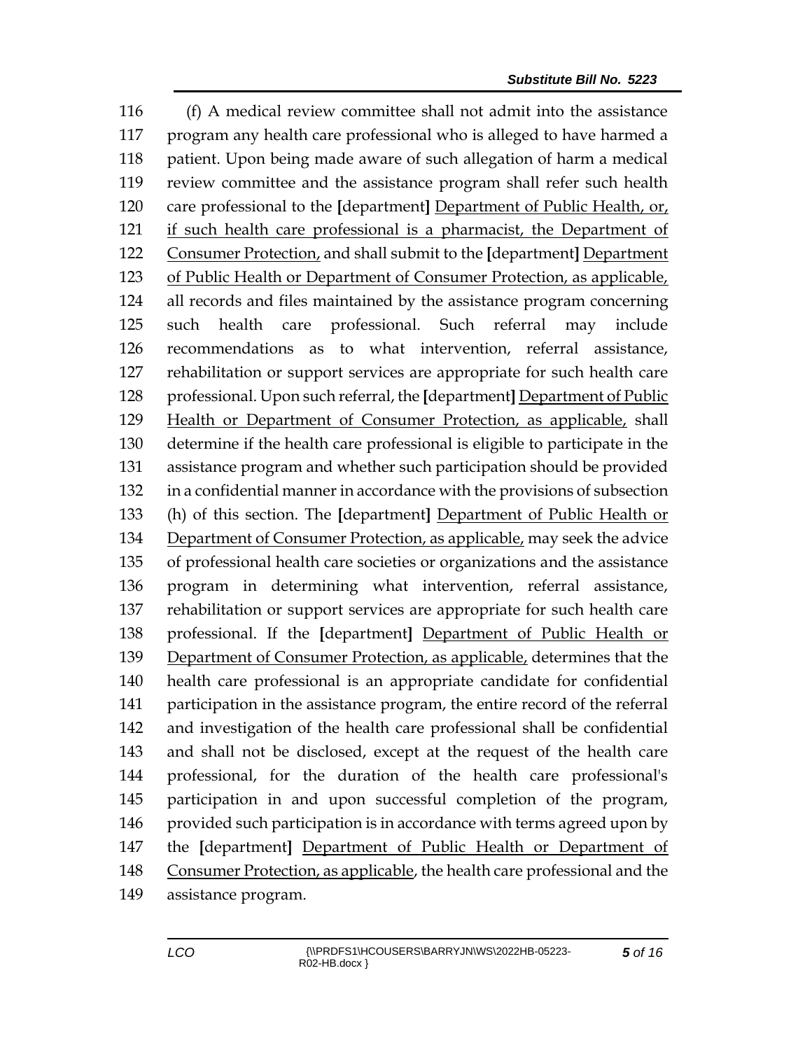(f) A medical review committee shall not admit into the assistance program any health care professional who is alleged to have harmed a patient. Upon being made aware of such allegation of harm a medical review committee and the assistance program shall refer such health care professional to the **[**department**]** <u>Department of Public Health, or, if such health care professional is a pharmacist, the Department of Consumer Protection,</u> and shall submit to the **[**department**]** <u>Department of Public Health or Department of Consumer Protection, as applicable,</u> all records and files maintained by the assistance program concerning such health care professional. Such referral may include recommendations as to what intervention, referral assistance, rehabilitation or support services are appropriate for such health care professional. Upon such referral, the **[**department**]** <u>Department of Public Health or Department of Consumer Protection, as applicable,</u> shall determine if the health care professional is eligible to participate in the assistance program and whether such participation should be provided in a confidential manner in accordance with the provisions of subsection (h) of this section. The **[**department**]** <u>Department of Public Health or Department of Consumer Protection, as applicable,</u> may seek the advice of professional health care societies or organizations and the assistance program in determining what intervention, referral assistance, rehabilitation or support services are appropriate for such health care professional. If the **[**department**]** <u>Department of Public Health or Department of Consumer Protection, as applicable,</u> determines that the health care professional is an appropriate candidate for confidential participation in the assistance program, the entire record of the referral and investigation of the health care professional shall be confidential and shall not be disclosed, except at the request of the health care professional, for the duration of the health care professional's participation in and upon successful completion of the program, provided such participation is in accordance with terms agreed upon by the **[**department**]** <u>Department of Public Health or Department of Consumer Protection, as applicable</u>, the health care professional and the assistance program.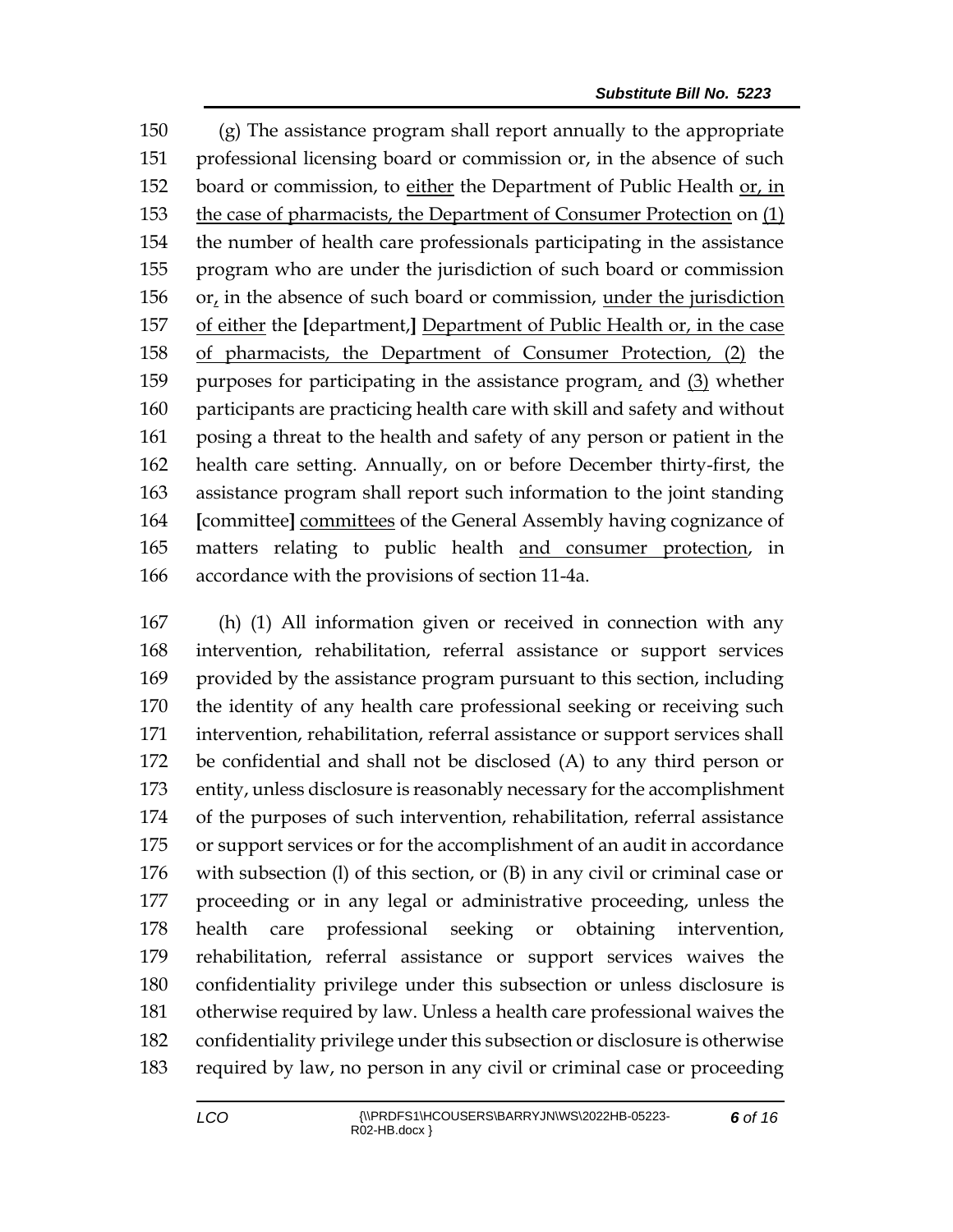(g) The assistance program shall report annually to the appropriate professional licensing board or commission or, in the absence of such board or commission, to either the Department of Public Health or, in the case of pharmacists, the Department of Consumer Protection on (1) the number of health care professionals participating in the assistance program who are under the jurisdiction of such board or commission or, in the absence of such board or commission, under the jurisdiction of either the [department,] Department of Public Health or, in the case of pharmacists, the Department of Consumer Protection, (2) the purposes for participating in the assistance program, and (3) whether participants are practicing health care with skill and safety and without posing a threat to the health and safety of any person or patient in the health care setting. Annually, on or before December thirty-first, the assistance program shall report such information to the joint standing [committee] committees of the General Assembly having cognizance of matters relating to public health and consumer protection, in accordance with the provisions of section 11-4a.

(h) (1) All information given or received in connection with any intervention, rehabilitation, referral assistance or support services provided by the assistance program pursuant to this section, including the identity of any health care professional seeking or receiving such intervention, rehabilitation, referral assistance or support services shall be confidential and shall not be disclosed (A) to any third person or entity, unless disclosure is reasonably necessary for the accomplishment of the purposes of such intervention, rehabilitation, referral assistance or support services or for the accomplishment of an audit in accordance with subsection (l) of this section, or (B) in any civil or criminal case or proceeding or in any legal or administrative proceeding, unless the health care professional seeking or obtaining intervention, rehabilitation, referral assistance or support services waives the confidentiality privilege under this subsection or unless disclosure is otherwise required by law. Unless a health care professional waives the confidentiality privilege under this subsection or disclosure is otherwise required by law, no person in any civil or criminal case or proceeding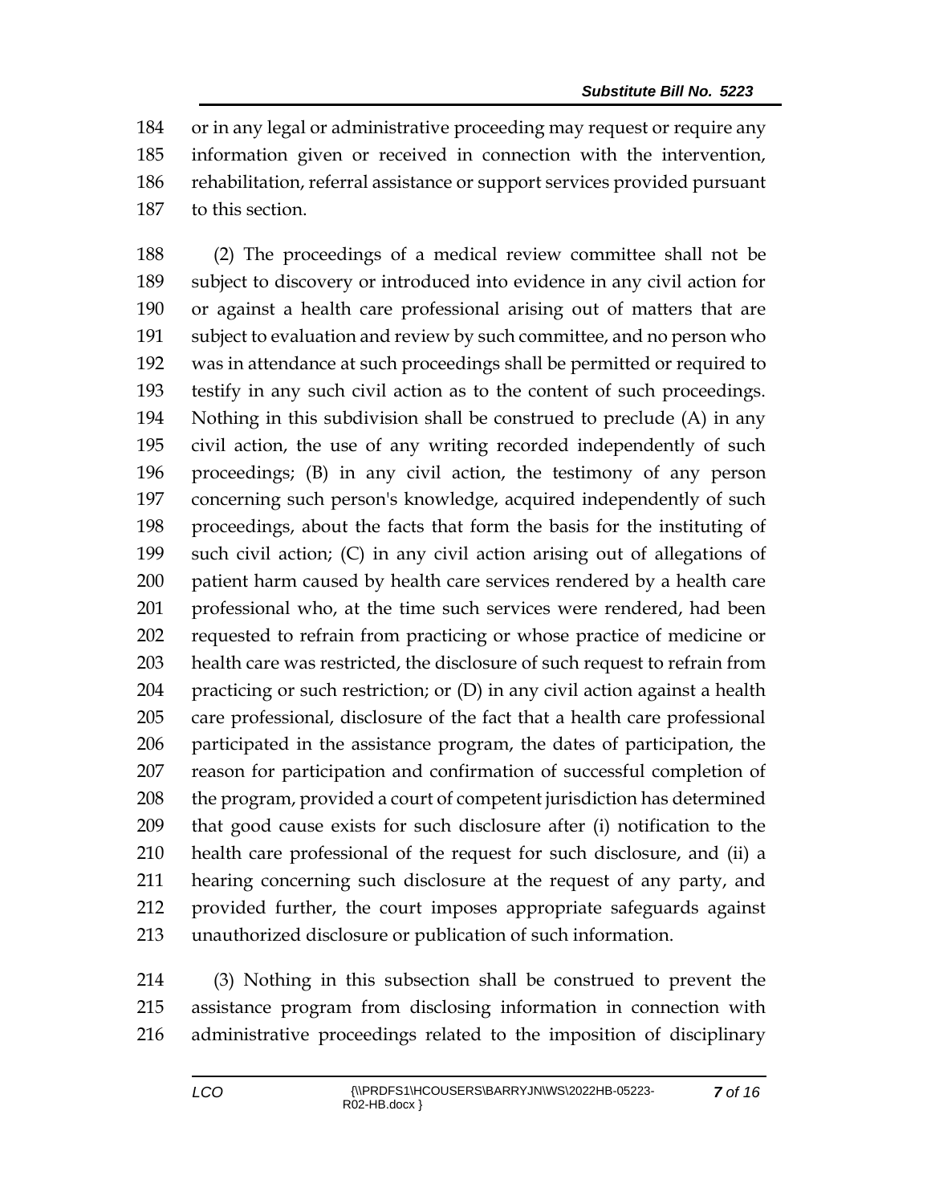or in any legal or administrative proceeding may request or require any information given or received in connection with the intervention, rehabilitation, referral assistance or support services provided pursuant to this section.

(2) The proceedings of a medical review committee shall not be subject to discovery or introduced into evidence in any civil action for or against a health care professional arising out of matters that are subject to evaluation and review by such committee, and no person who was in attendance at such proceedings shall be permitted or required to testify in any such civil action as to the content of such proceedings. Nothing in this subdivision shall be construed to preclude (A) in any civil action, the use of any writing recorded independently of such proceedings; (B) in any civil action, the testimony of any person concerning such person's knowledge, acquired independently of such proceedings, about the facts that form the basis for the instituting of such civil action; (C) in any civil action arising out of allegations of patient harm caused by health care services rendered by a health care professional who, at the time such services were rendered, had been requested to refrain from practicing or whose practice of medicine or health care was restricted, the disclosure of such request to refrain from practicing or such restriction; or (D) in any civil action against a health care professional, disclosure of the fact that a health care professional participated in the assistance program, the dates of participation, the reason for participation and confirmation of successful completion of the program, provided a court of competent jurisdiction has determined that good cause exists for such disclosure after (i) notification to the health care professional of the request for such disclosure, and (ii) a hearing concerning such disclosure at the request of any party, and provided further, the court imposes appropriate safeguards against unauthorized disclosure or publication of such information.

(3) Nothing in this subsection shall be construed to prevent the assistance program from disclosing information in connection with administrative proceedings related to the imposition of disciplinary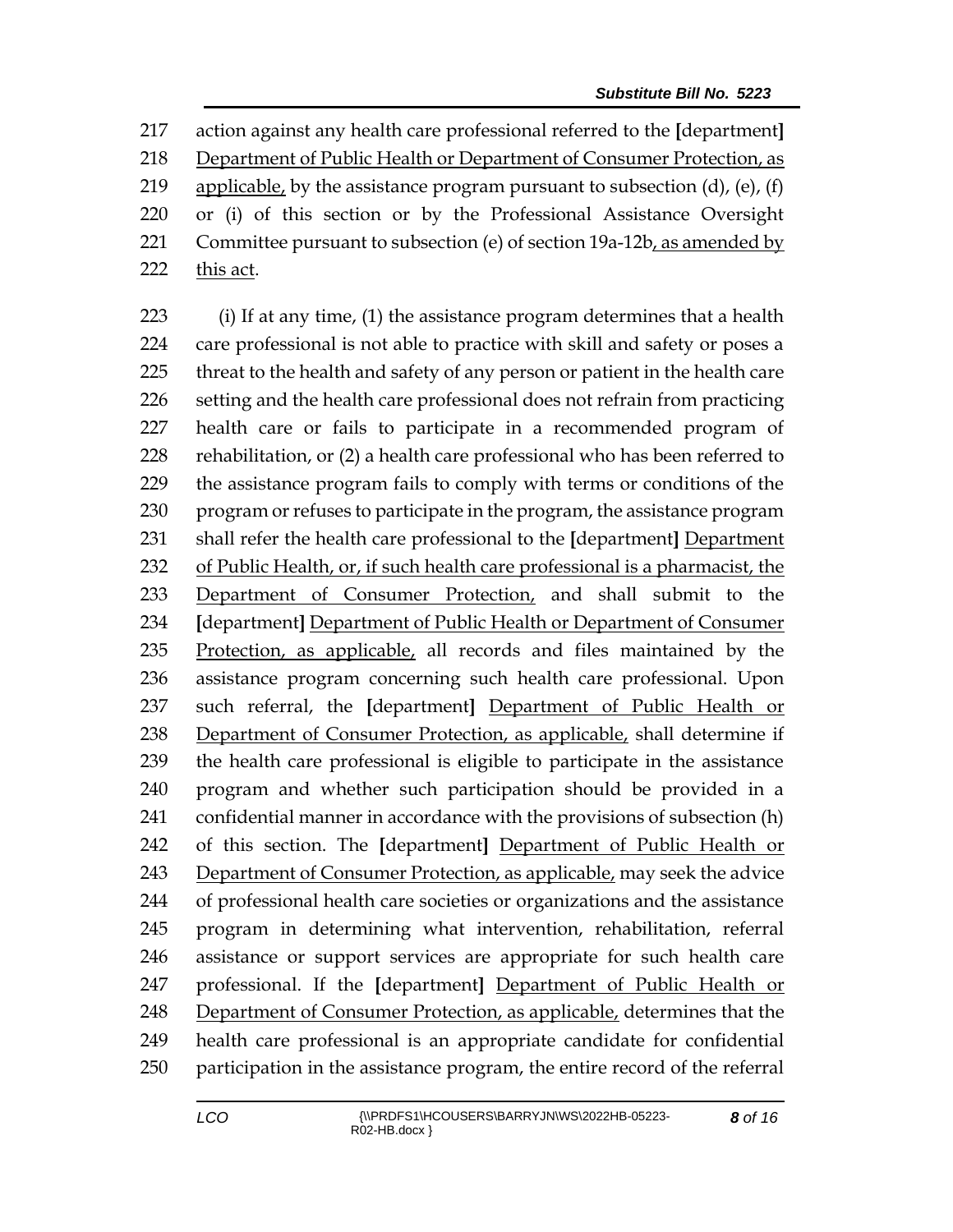action against any health care professional referred to the [department] <u>Department of Public Health or Department of Consumer Protection, as applicable,</u> by the assistance program pursuant to subsection (d), (e), (f) or (i) of this section or by the Professional Assistance Oversight Committee pursuant to subsection (e) of section 19a-12b<u>, as amended by this act</u>.

(i) If at any time, (1) the assistance program determines that a health care professional is not able to practice with skill and safety or poses a threat to the health and safety of any person or patient in the health care setting and the health care professional does not refrain from practicing health care or fails to participate in a recommended program of rehabilitation, or (2) a health care professional who has been referred to the assistance program fails to comply with terms or conditions of the program or refuses to participate in the program, the assistance program shall refer the health care professional to the [department] <u>Department of Public Health, or, if such health care professional is a pharmacist, the Department of Consumer Protection,</u> and shall submit to the [department] <u>Department of Public Health or Department of Consumer Protection, as applicable,</u> all records and files maintained by the assistance program concerning such health care professional. Upon such referral, the [department] <u>Department of Public Health or Department of Consumer Protection, as applicable,</u> shall determine if the health care professional is eligible to participate in the assistance program and whether such participation should be provided in a confidential manner in accordance with the provisions of subsection (h) of this section. The [department] <u>Department of Public Health or Department of Consumer Protection, as applicable,</u> may seek the advice of professional health care societies or organizations and the assistance program in determining what intervention, rehabilitation, referral assistance or support services are appropriate for such health care professional. If the [department] <u>Department of Public Health or Department of Consumer Protection, as applicable,</u> determines that the health care professional is an appropriate candidate for confidential participation in the assistance program, the entire record of the referral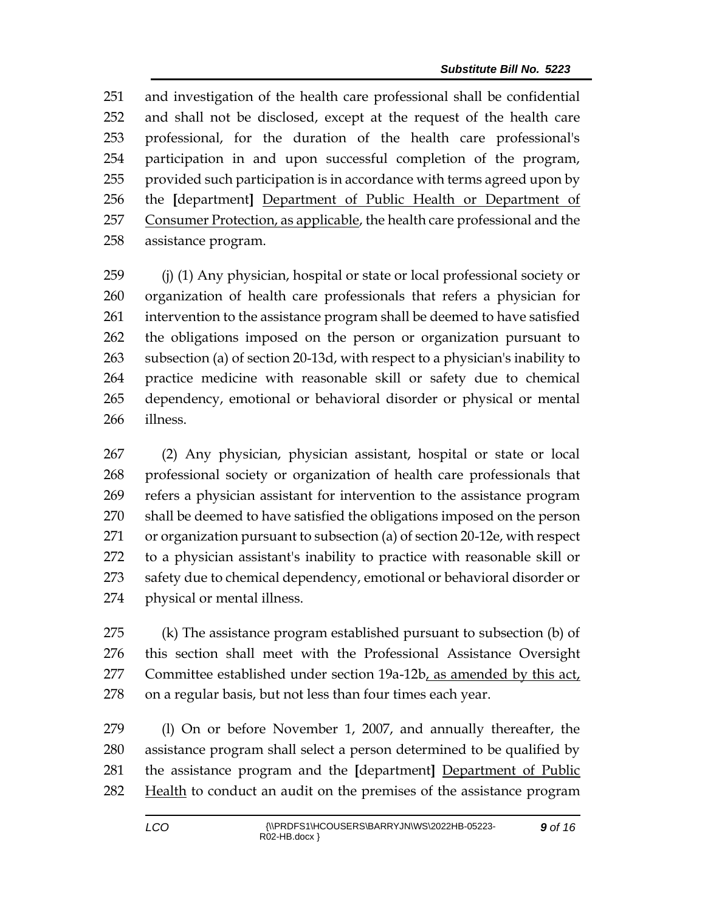and investigation of the health care professional shall be confidential and shall not be disclosed, except at the request of the health care professional, for the duration of the health care professional's participation in and upon successful completion of the program, provided such participation is in accordance with terms agreed upon by the [department] Department of Public Health or Department of Consumer Protection, as applicable, the health care professional and the assistance program.

(j) (1) Any physician, hospital or state or local professional society or organization of health care professionals that refers a physician for intervention to the assistance program shall be deemed to have satisfied the obligations imposed on the person or organization pursuant to subsection (a) of section 20-13d, with respect to a physician's inability to practice medicine with reasonable skill or safety due to chemical dependency, emotional or behavioral disorder or physical or mental illness.

(2) Any physician, physician assistant, hospital or state or local professional society or organization of health care professionals that refers a physician assistant for intervention to the assistance program shall be deemed to have satisfied the obligations imposed on the person or organization pursuant to subsection (a) of section 20-12e, with respect to a physician assistant's inability to practice with reasonable skill or safety due to chemical dependency, emotional or behavioral disorder or physical or mental illness.

(k) The assistance program established pursuant to subsection (b) of this section shall meet with the Professional Assistance Oversight Committee established under section 19a-12b, as amended by this act, on a regular basis, but not less than four times each year.

(l) On or before November 1, 2007, and annually thereafter, the assistance program shall select a person determined to be qualified by the assistance program and the [department] Department of Public Health to conduct an audit on the premises of the assistance program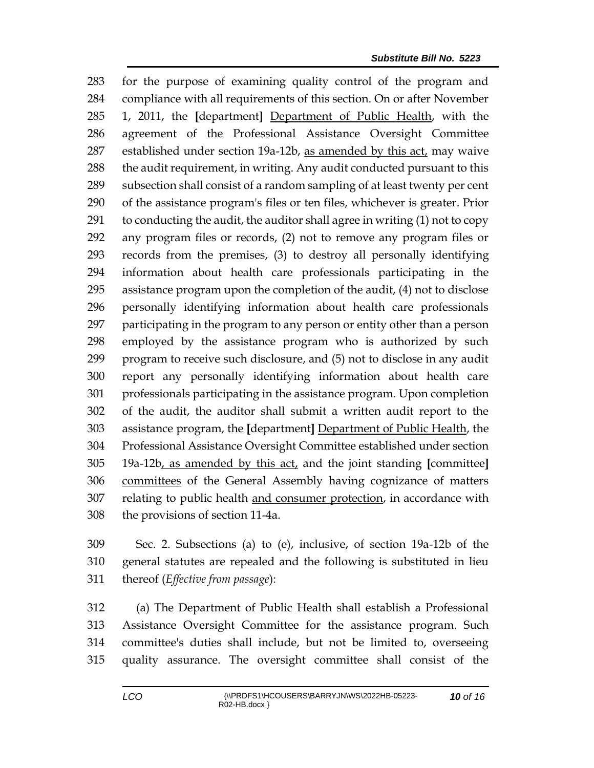for the purpose of examining quality control of the program and compliance with all requirements of this section. On or after November 1, 2011, the [department] <u>Department of Public Health</u>, with the agreement of the Professional Assistance Oversight Committee established under section 19a-12b, <u>as amended by this act,</u> may waive the audit requirement, in writing. Any audit conducted pursuant to this subsection shall consist of a random sampling of at least twenty per cent of the assistance program's files or ten files, whichever is greater. Prior to conducting the audit, the auditor shall agree in writing (1) not to copy any program files or records, (2) not to remove any program files or records from the premises, (3) to destroy all personally identifying information about health care professionals participating in the assistance program upon the completion of the audit, (4) not to disclose personally identifying information about health care professionals participating in the program to any person or entity other than a person employed by the assistance program who is authorized by such program to receive such disclosure, and (5) not to disclose in any audit report any personally identifying information about health care professionals participating in the assistance program. Upon completion of the audit, the auditor shall submit a written audit report to the assistance program, the [department] <u>Department of Public Health</u>, the Professional Assistance Oversight Committee established under section 19a-12b<u>, as amended by this act,</u> and the joint standing [committee] <u>committees</u> of the General Assembly having cognizance of matters relating to public health <u>and consumer protection</u>, in accordance with the provisions of section 11-4a.

Sec. 2. Subsections (a) to (e), inclusive, of section 19a-12b of the general statutes are repealed and the following is substituted in lieu thereof (*Effective from passage*):

(a) The Department of Public Health shall establish a Professional Assistance Oversight Committee for the assistance program. Such committee's duties shall include, but not be limited to, overseeing quality assurance. The oversight committee shall consist of the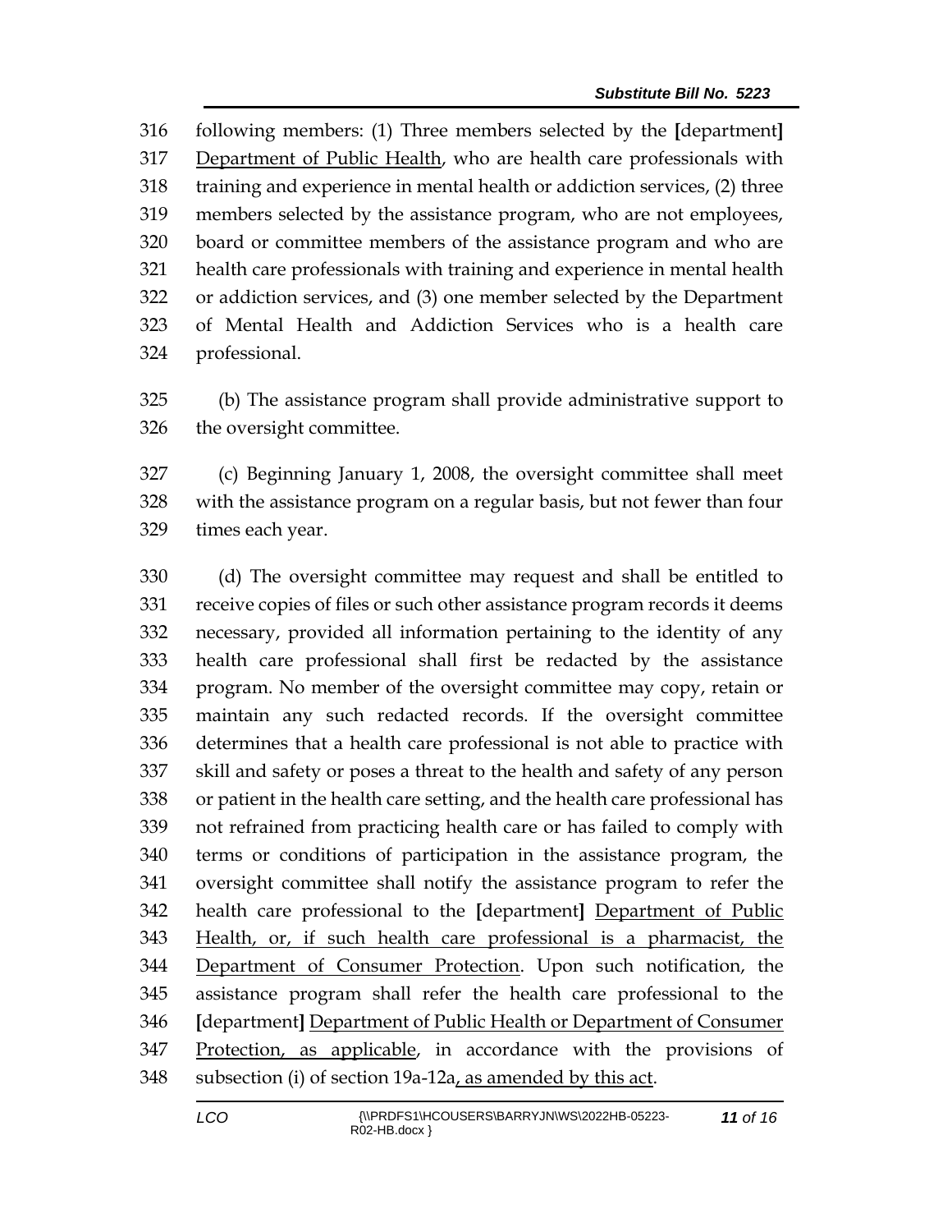following members: (1) Three members selected by the [department] Department of Public Health, who are health care professionals with training and experience in mental health or addiction services, (2) three members selected by the assistance program, who are not employees, board or committee members of the assistance program and who are health care professionals with training and experience in mental health or addiction services, and (3) one member selected by the Department of Mental Health and Addiction Services who is a health care professional.

(b) The assistance program shall provide administrative support to the oversight committee.

(c) Beginning January 1, 2008, the oversight committee shall meet with the assistance program on a regular basis, but not fewer than four times each year.

(d) The oversight committee may request and shall be entitled to receive copies of files or such other assistance program records it deems necessary, provided all information pertaining to the identity of any health care professional shall first be redacted by the assistance program. No member of the oversight committee may copy, retain or maintain any such redacted records. If the oversight committee determines that a health care professional is not able to practice with skill and safety or poses a threat to the health and safety of any person or patient in the health care setting, and the health care professional has not refrained from practicing health care or has failed to comply with terms or conditions of participation in the assistance program, the oversight committee shall notify the assistance program to refer the health care professional to the [department] Department of Public Health, or, if such health care professional is a pharmacist, the Department of Consumer Protection. Upon such notification, the assistance program shall refer the health care professional to the [department] Department of Public Health or Department of Consumer Protection, as applicable, in accordance with the provisions of subsection (i) of section 19a-12a, as amended by this act.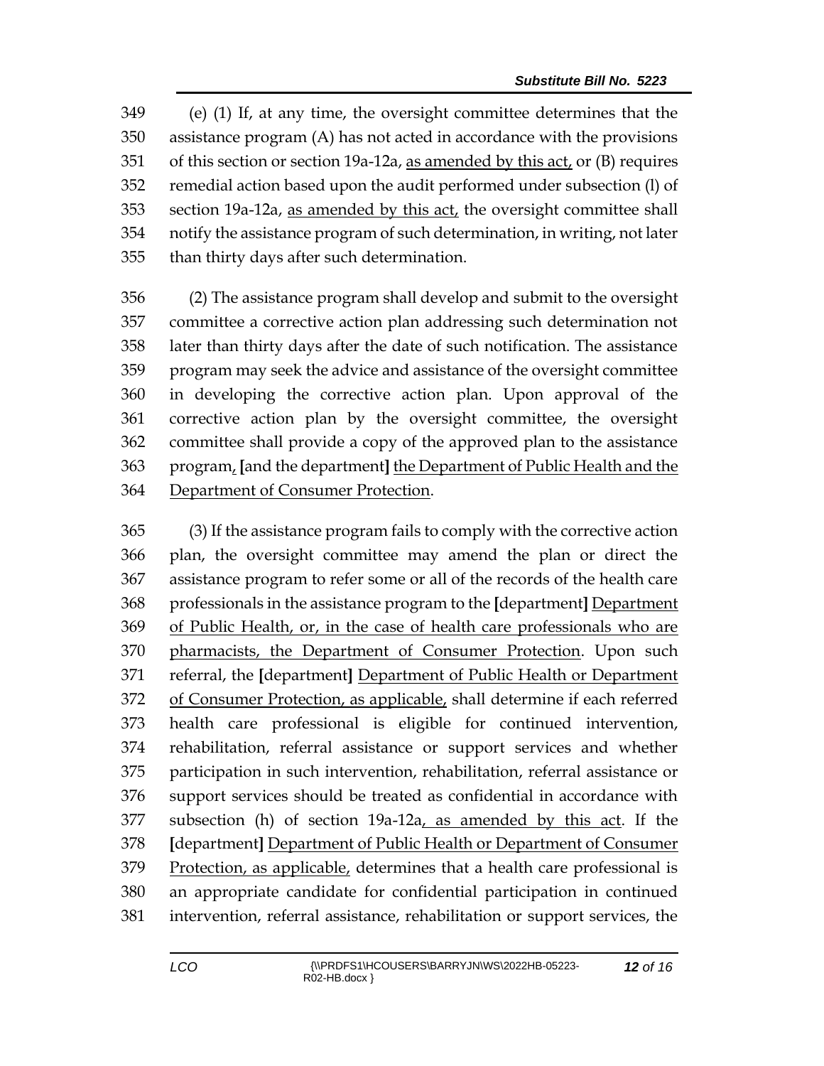(e) (1) If, at any time, the oversight committee determines that the assistance program (A) has not acted in accordance with the provisions of this section or section 19a-12a, as amended by this act, or (B) requires remedial action based upon the audit performed under subsection (l) of section 19a-12a, as amended by this act, the oversight committee shall notify the assistance program of such determination, in writing, not later than thirty days after such determination.

(2) The assistance program shall develop and submit to the oversight committee a corrective action plan addressing such determination not later than thirty days after the date of such notification. The assistance program may seek the advice and assistance of the oversight committee in developing the corrective action plan. Upon approval of the corrective action plan by the oversight committee, the oversight committee shall provide a copy of the approved plan to the assistance program, [and the department] the Department of Public Health and the Department of Consumer Protection.

(3) If the assistance program fails to comply with the corrective action plan, the oversight committee may amend the plan or direct the assistance program to refer some or all of the records of the health care professionals in the assistance program to the [department] Department of Public Health, or, in the case of health care professionals who are pharmacists, the Department of Consumer Protection. Upon such referral, the [department] Department of Public Health or Department of Consumer Protection, as applicable, shall determine if each referred health care professional is eligible for continued intervention, rehabilitation, referral assistance or support services and whether participation in such intervention, rehabilitation, referral assistance or support services should be treated as confidential in accordance with subsection (h) of section 19a-12a, as amended by this act. If the [department] Department of Public Health or Department of Consumer Protection, as applicable, determines that a health care professional is an appropriate candidate for confidential participation in continued intervention, referral assistance, rehabilitation or support services, the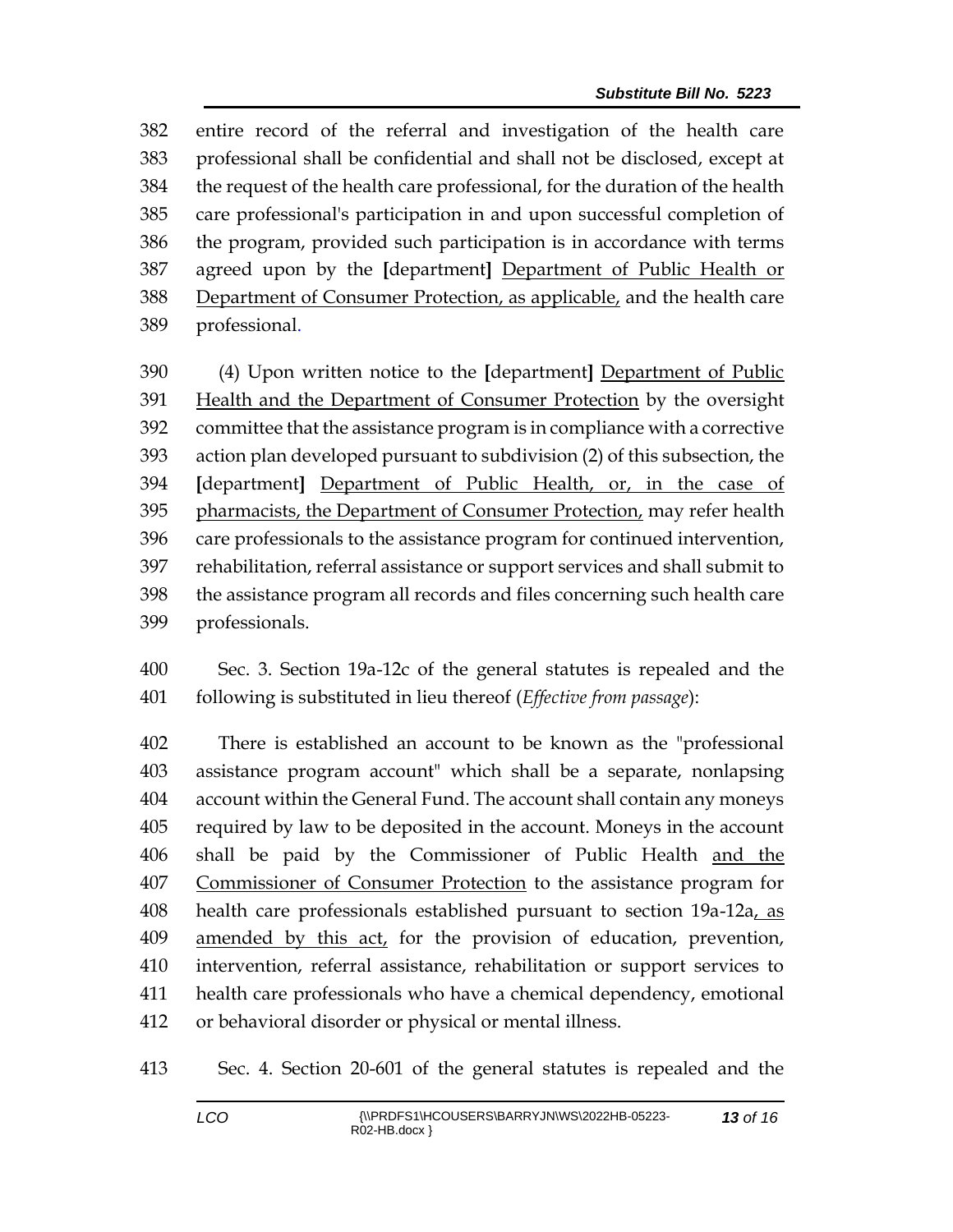entire record of the referral and investigation of the health care professional shall be confidential and shall not be disclosed, except at the request of the health care professional, for the duration of the health care professional's participation in and upon successful completion of the program, provided such participation is in accordance with terms agreed upon by the **[**department**]** <u>Department of Public Health or Department of Consumer Protection, as applicable,</u> and the health care professional.

(4) Upon written notice to the **[**department**]** <u>Department of Public Health and the Department of Consumer Protection</u> by the oversight committee that the assistance program is in compliance with a corrective action plan developed pursuant to subdivision (2) of this subsection, the **[**department**]** <u>Department of Public Health, or, in the case of pharmacists, the Department of Consumer Protection,</u> may refer health care professionals to the assistance program for continued intervention, rehabilitation, referral assistance or support services and shall submit to the assistance program all records and files concerning such health care professionals.

Sec. 3. Section 19a-12c of the general statutes is repealed and the following is substituted in lieu thereof (*Effective from passage*):

There is established an account to be known as the "professional assistance program account" which shall be a separate, nonlapsing account within the General Fund. The account shall contain any moneys required by law to be deposited in the account. Moneys in the account shall be paid by the Commissioner of Public Health <u>and the Commissioner of Consumer Protection</u> to the assistance program for health care professionals established pursuant to section 19a-12a<u>, as amended by this act,</u> for the provision of education, prevention, intervention, referral assistance, rehabilitation or support services to health care professionals who have a chemical dependency, emotional or behavioral disorder or physical or mental illness.

Sec. 4. Section 20-601 of the general statutes is repealed and the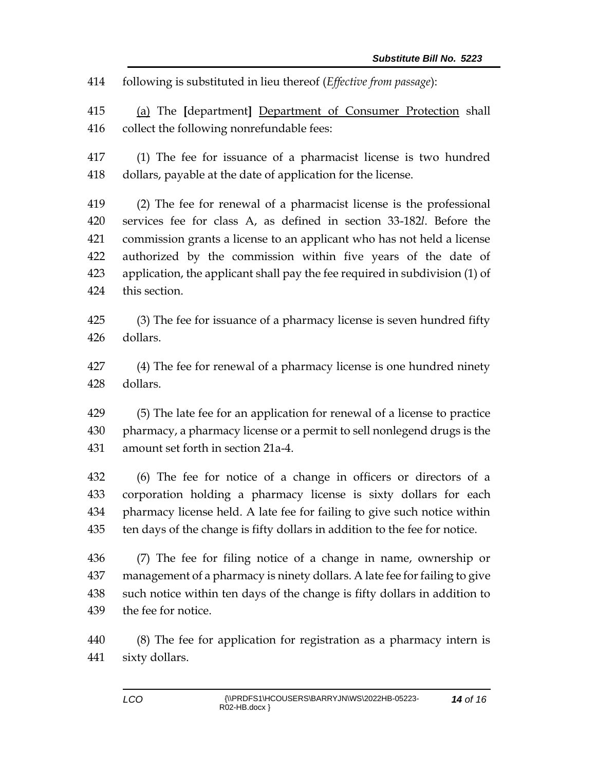414 following is substituted in lieu thereof (*Effective from passage*):

415 (a) The [department] Department of Consumer Protection shall
416 collect the following nonrefundable fees:

417 (1) The fee for issuance of a pharmacist license is two hundred
418 dollars, payable at the date of application for the license.

419 (2) The fee for renewal of a pharmacist license is the professional
420 services fee for class A, as defined in section 33-182*l*. Before the
421 commission grants a license to an applicant who has not held a license
422 authorized by the commission within five years of the date of
423 application, the applicant shall pay the fee required in subdivision (1) of
424 this section.

425 (3) The fee for issuance of a pharmacy license is seven hundred fifty
426 dollars.

427 (4) The fee for renewal of a pharmacy license is one hundred ninety
428 dollars.

429 (5) The late fee for an application for renewal of a license to practice
430 pharmacy, a pharmacy license or a permit to sell nonlegend drugs is the
431 amount set forth in section 21a-4.

432 (6) The fee for notice of a change in officers or directors of a
433 corporation holding a pharmacy license is sixty dollars for each
434 pharmacy license held. A late fee for failing to give such notice within
435 ten days of the change is fifty dollars in addition to the fee for notice.

436 (7) The fee for filing notice of a change in name, ownership or
437 management of a pharmacy is ninety dollars. A late fee for failing to give
438 such notice within ten days of the change is fifty dollars in addition to
439 the fee for notice.

440 (8) The fee for application for registration as a pharmacy intern is
441 sixty dollars.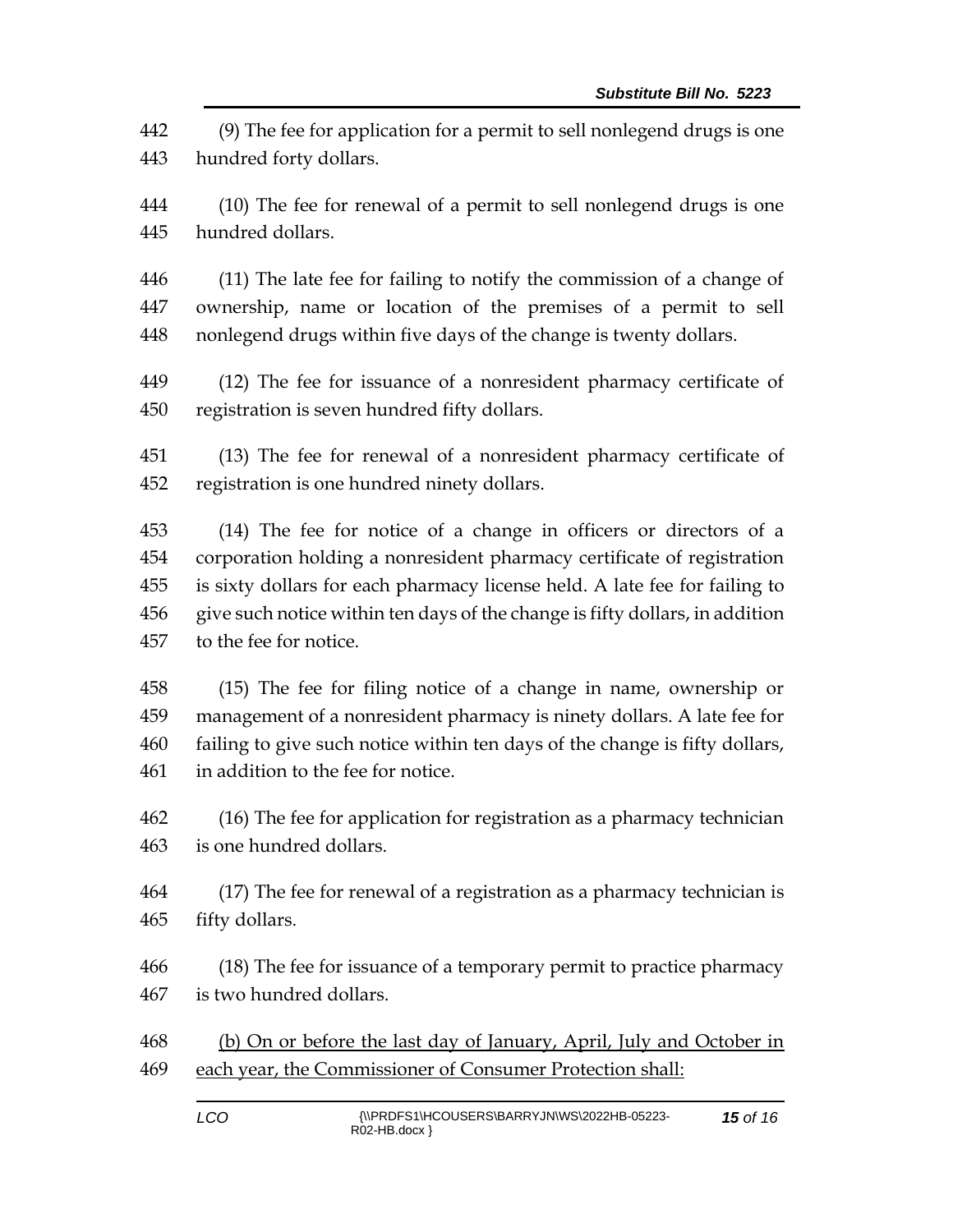(9) The fee for application for a permit to sell nonlegend drugs is one hundred forty dollars.

(10) The fee for renewal of a permit to sell nonlegend drugs is one hundred dollars.

(11) The late fee for failing to notify the commission of a change of ownership, name or location of the premises of a permit to sell nonlegend drugs within five days of the change is twenty dollars.

(12) The fee for issuance of a nonresident pharmacy certificate of registration is seven hundred fifty dollars.

(13) The fee for renewal of a nonresident pharmacy certificate of registration is one hundred ninety dollars.

(14) The fee for notice of a change in officers or directors of a corporation holding a nonresident pharmacy certificate of registration is sixty dollars for each pharmacy license held. A late fee for failing to give such notice within ten days of the change is fifty dollars, in addition to the fee for notice.

(15) The fee for filing notice of a change in name, ownership or management of a nonresident pharmacy is ninety dollars. A late fee for failing to give such notice within ten days of the change is fifty dollars, in addition to the fee for notice.

(16) The fee for application for registration as a pharmacy technician is one hundred dollars.

(17) The fee for renewal of a registration as a pharmacy technician is fifty dollars.

(18) The fee for issuance of a temporary permit to practice pharmacy is two hundred dollars.

<u>(b) On or before the last day of January, April, July and October in each year, the Commissioner of Consumer Protection shall:</u>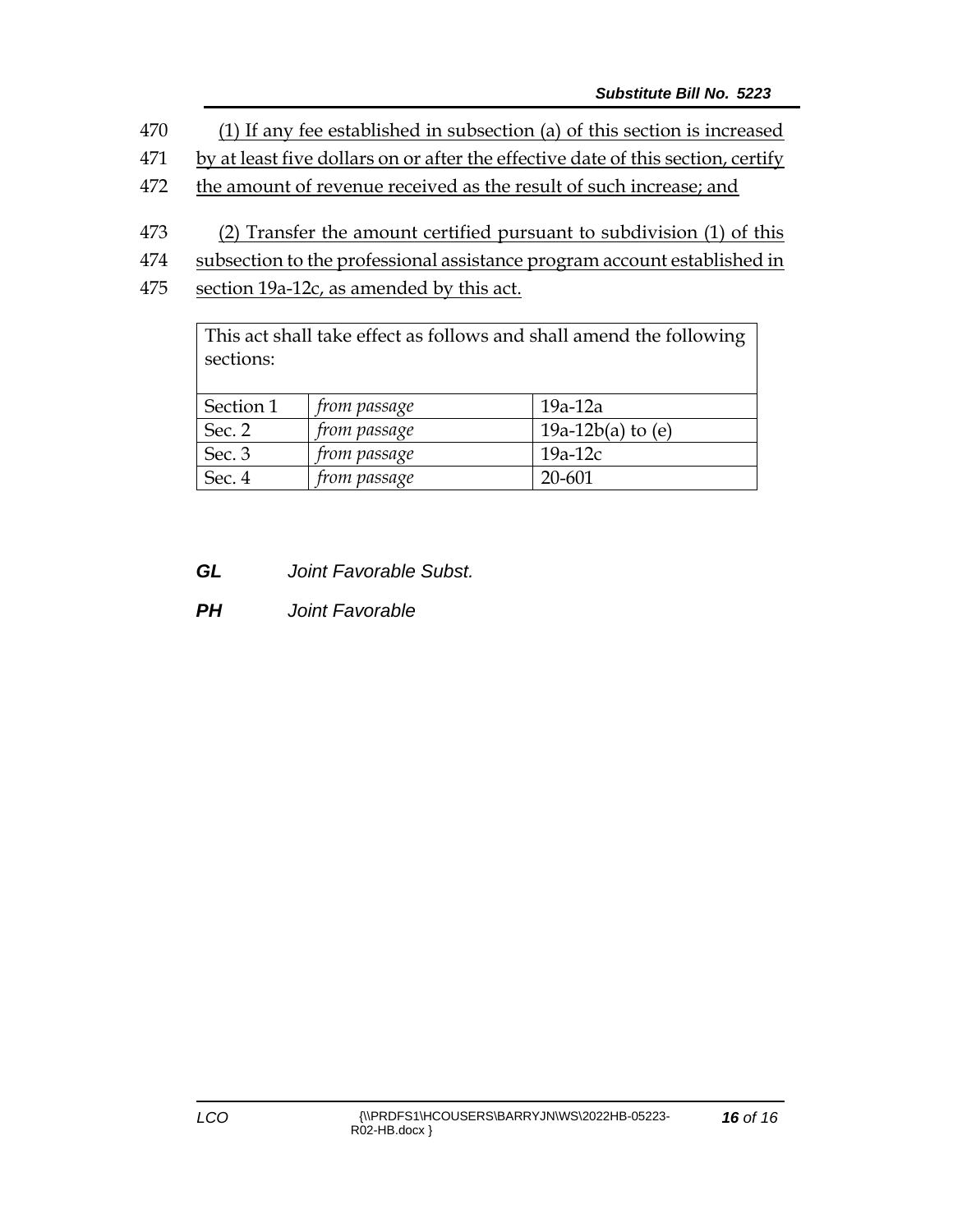470 (1) If any fee established in subsection (a) of this section is increased
471 by at least five dollars on or after the effective date of this section, certify
472 the amount of revenue received as the result of such increase; and

473 (2) Transfer the amount certified pursuant to subdivision (1) of this
474 subsection to the professional assistance program account established in
475 section 19a-12c, as amended by this act.

| This act shall take effect as follows and shall amend the following sections: | | |
|---|---|---|
| Section 1 | *from passage* | 19a-12a |
| Sec. 2 | *from passage* | 19a-12b(a) to (e) |
| Sec. 3 | *from passage* | 19a-12c |
| Sec. 4 | *from passage* | 20-601 |

***GL*** *Joint Favorable Subst.*

***PH*** *Joint Favorable*